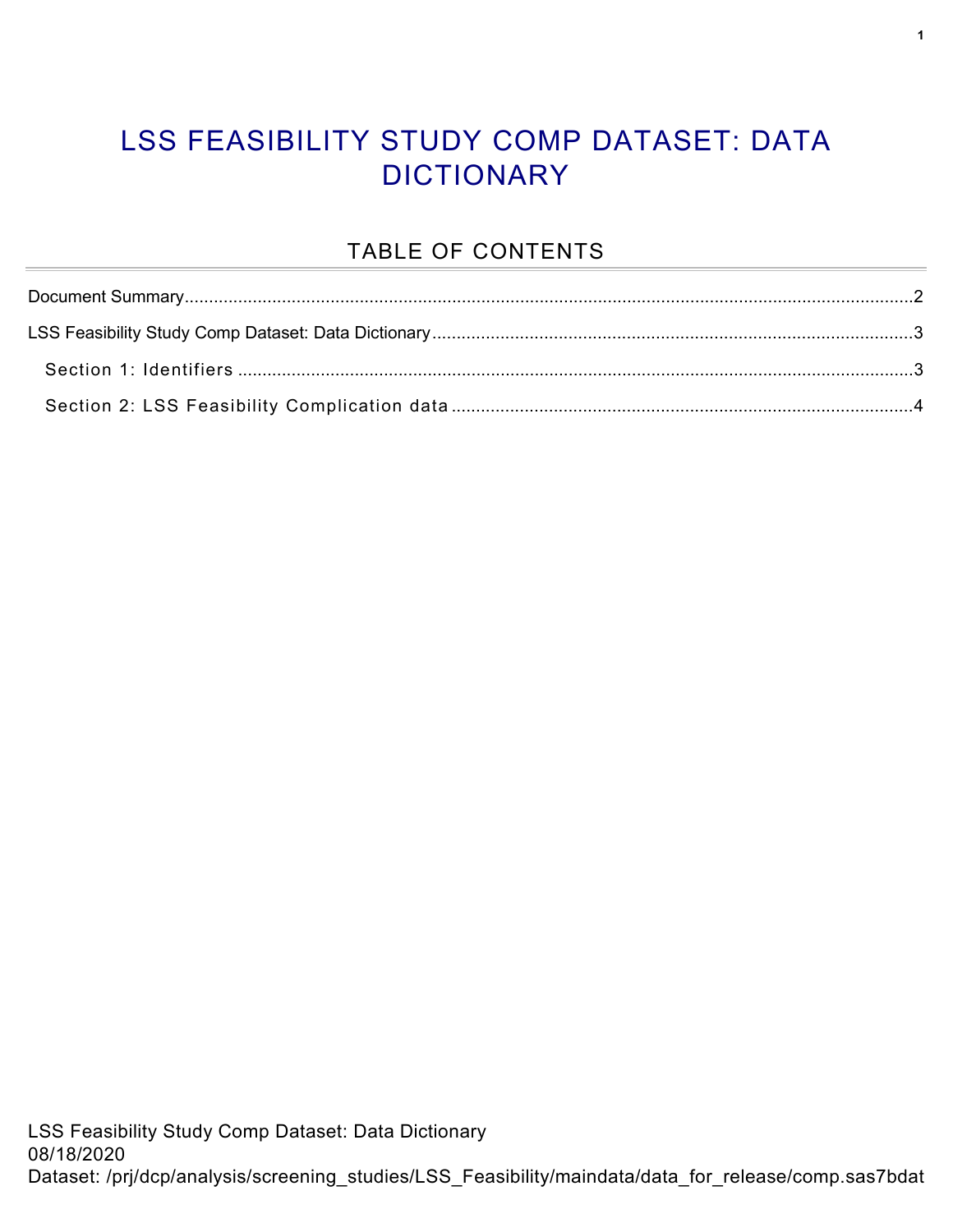# LSS FEASIBILITY STUDY COMP DATASET: DATA DICTIONARY

## TABLE OF CONTENTS

Document Summary....................................................................................................................2

LSS Feasibility Study Comp Dataset: Data Dictionary..............................................................3

Section 1: Identifiers..............................................................................................................3

Section 2: LSS Feasibility Complication data.........................................................................4

LSS Feasibility Study Comp Dataset: Data Dictionary
08/18/2020
Dataset: /prj/dcp/analysis/screening_studies/LSS_Feasibility/maindata/data_for_release/comp.sas7bdat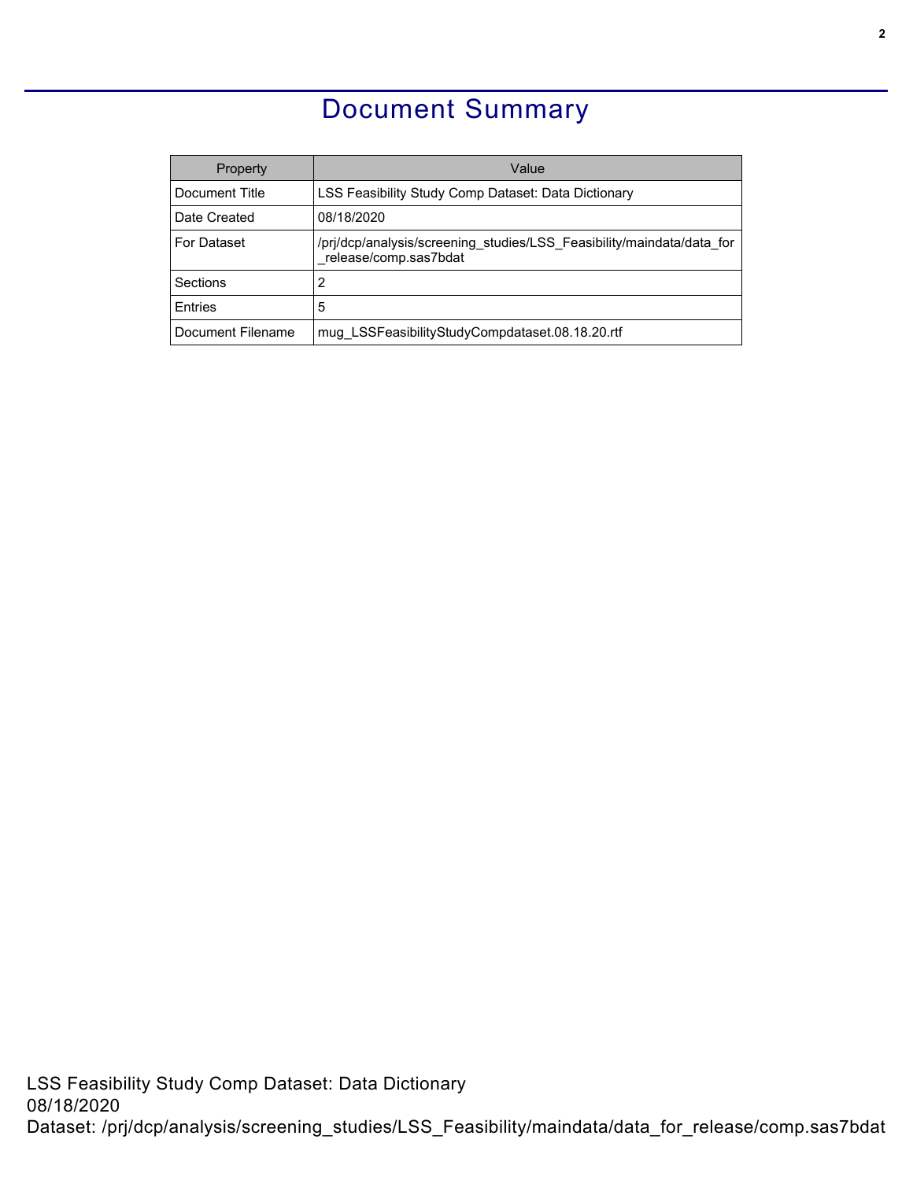# Document Summary

| Property | Value |
|---|---|
| Document Title | LSS Feasibility Study Comp Dataset: Data Dictionary |
| Date Created | 08/18/2020 |
| For Dataset | /prj/dcp/analysis/screening_studies/LSS_Feasibility/maindata/data_for_release/comp.sas7bdat |
| Sections | 2 |
| Entries | 5 |
| Document Filename | mug_LSSFeasibilityStudyCompdataset.08.18.20.rtf |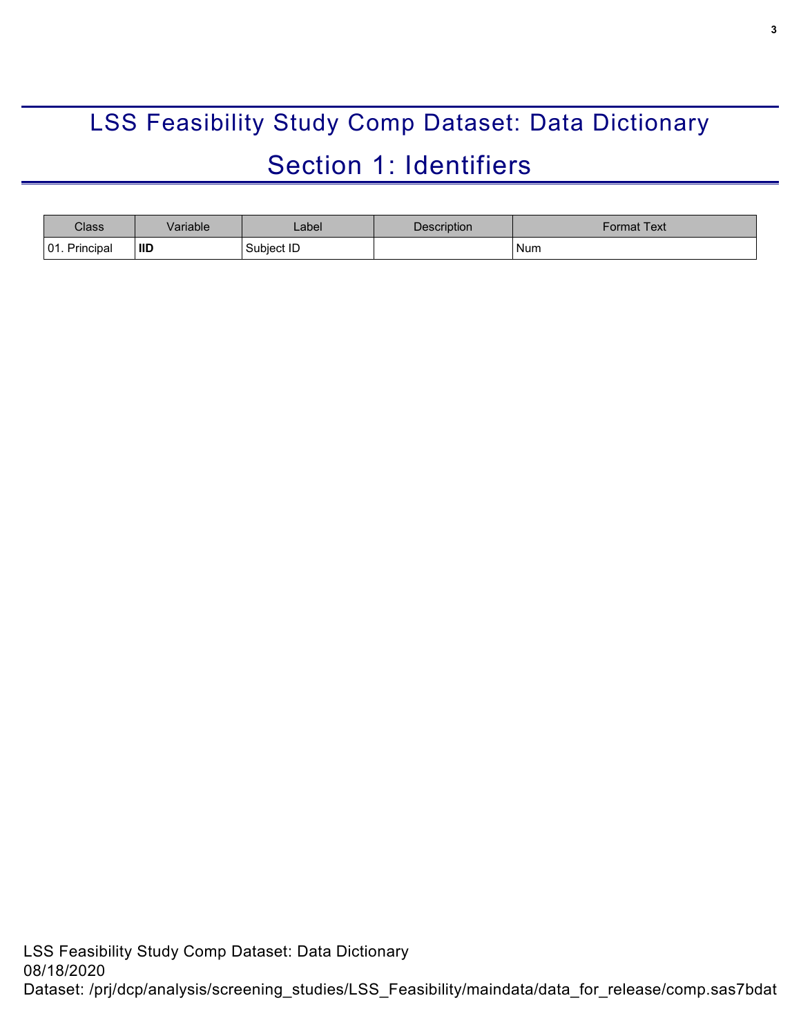# LSS Feasibility Study Comp Dataset: Data Dictionary

## Section 1: Identifiers

| Class | Variable | Label | Description | Format Text |
|---|---|---|---|---|
| 01. Principal | **IID** | Subject ID | | Num |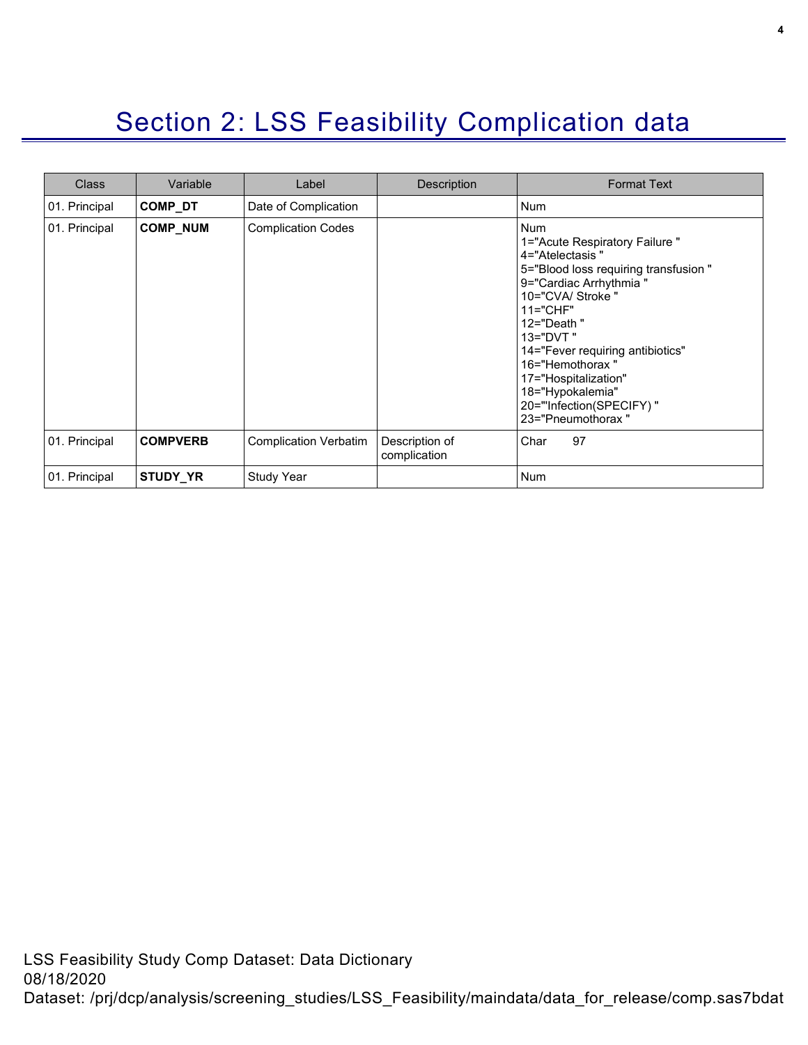# Section 2: LSS Feasibility Complication data

| Class | Variable | Label | Description | Format Text |
| --- | --- | --- | --- | --- |
| 01. Principal | **COMP_DT** | Date of Complication | | Num |
| 01. Principal | **COMP_NUM** | Complication Codes | | Num<br>1="Acute Respiratory Failure "<br>4="Atelectasis "<br>5="Blood loss requiring transfusion "<br>9="Cardiac Arrhythmia "<br>10="CVA/ Stroke "<br>11="CHF"<br>12="Death "<br>13="DVT "<br>14="Fever requiring antibiotics"<br>16="Hemothorax "<br>17="Hospitalization"<br>18="Hypokalemia"<br>20="'Infection(SPECIFY) "<br>23="Pneumothorax " |
| 01. Principal | **COMPVERB** | Complication Verbatim | Description of complication | Char 97 |
| 01. Principal | **STUDY_YR** | Study Year | | Num |

LSS Feasibility Study Comp Dataset: Data Dictionary
08/18/2020
Dataset: /prj/dcp/analysis/screening_studies/LSS_Feasibility/maindata/data_for_release/comp.sas7bdat